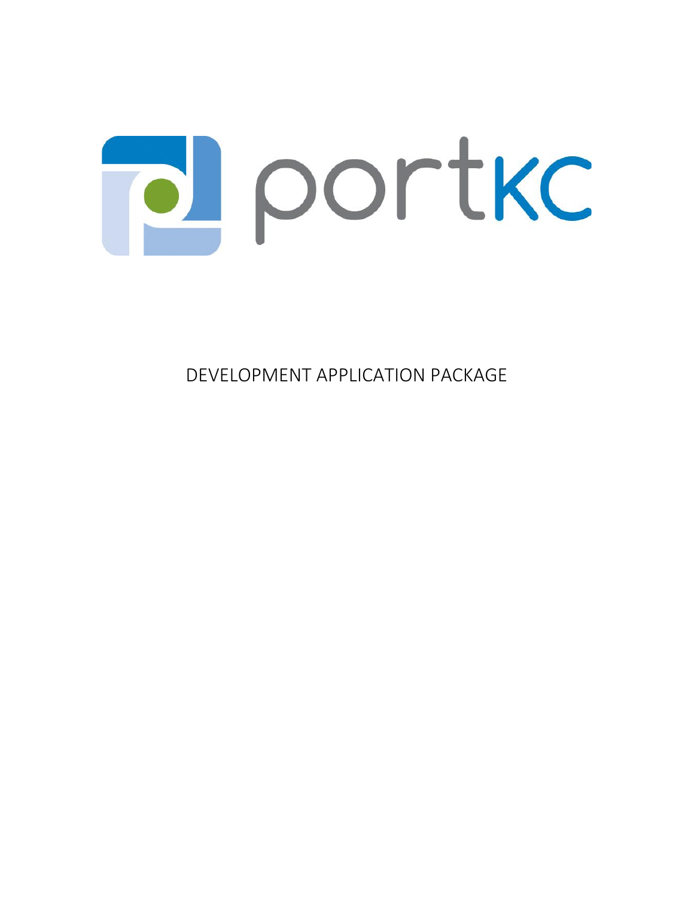portKC

# DEVELOPMENT APPLICATION PACKAGE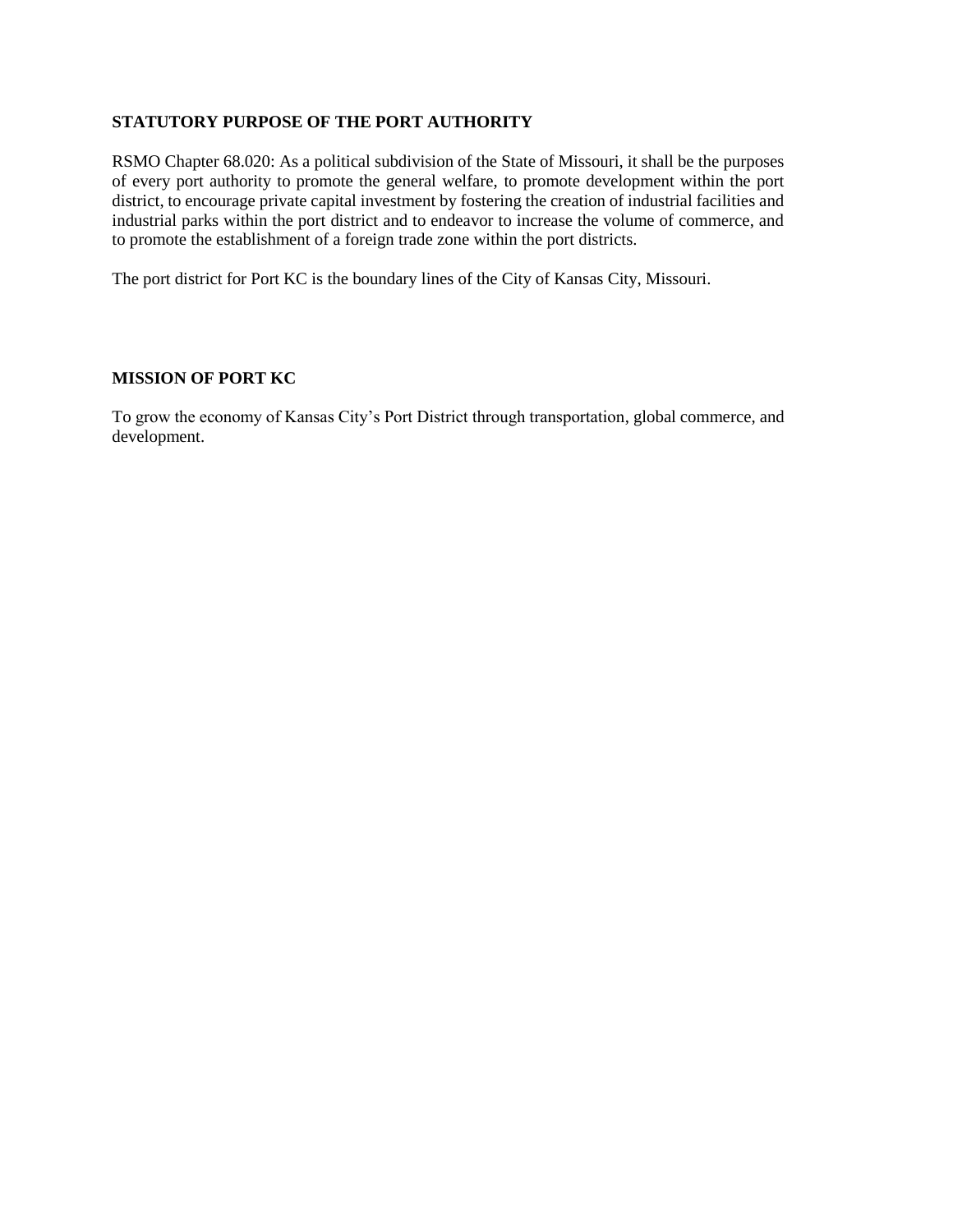**STATUTORY PURPOSE OF THE PORT AUTHORITY**

RSMO Chapter 68.020: As a political subdivision of the State of Missouri, it shall be the purposes of every port authority to promote the general welfare, to promote development within the port district, to encourage private capital investment by fostering the creation of industrial facilities and industrial parks within the port district and to endeavor to increase the volume of commerce, and to promote the establishment of a foreign trade zone within the port districts.

The port district for Port KC is the boundary lines of the City of Kansas City, Missouri.

**MISSION OF PORT KC**

To grow the economy of Kansas City's Port District through transportation, global commerce, and development.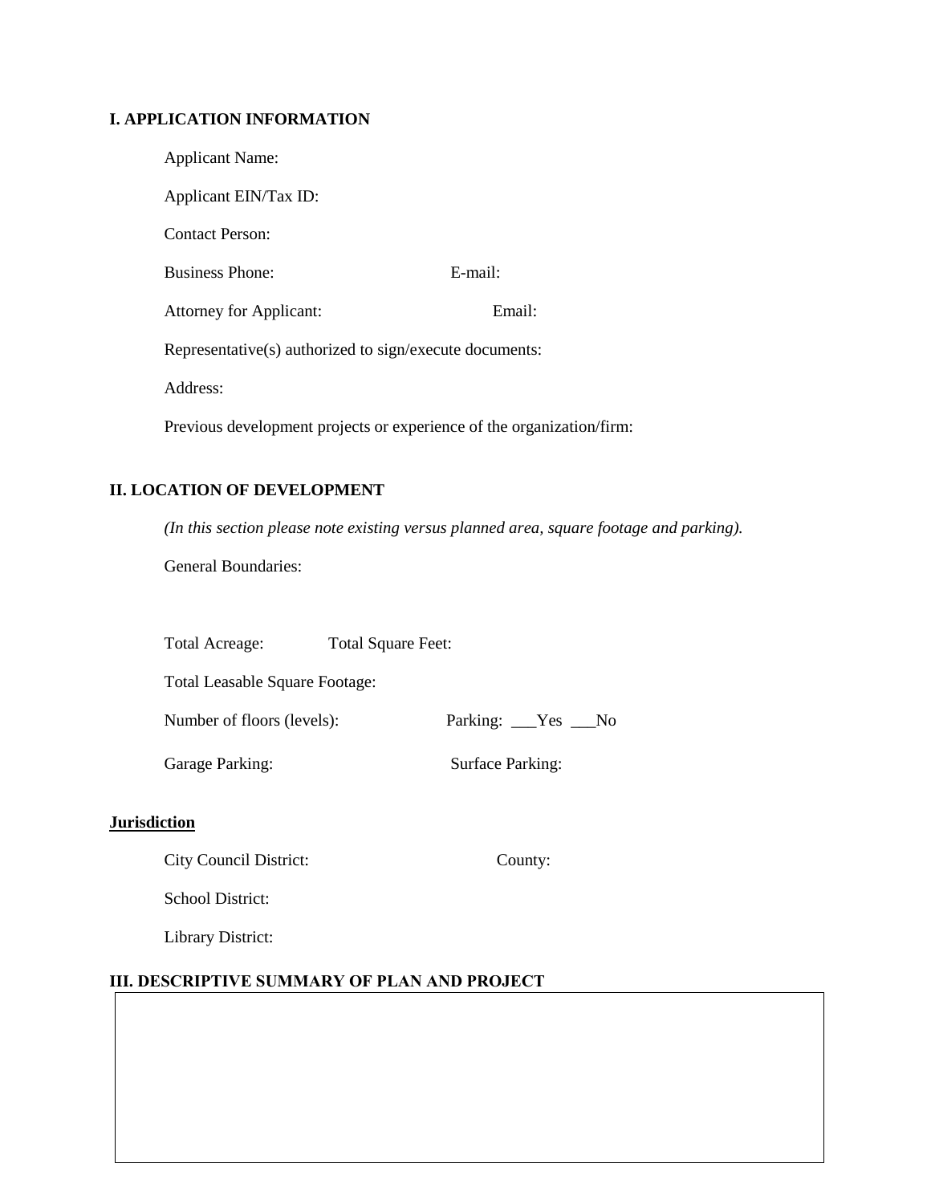## I. APPLICATION INFORMATION

Applicant Name:

Applicant EIN/Tax ID:

Contact Person:

Business Phone: E-mail:

Attorney for Applicant: Email:

Representative(s) authorized to sign/execute documents:

Address:

Previous development projects or experience of the organization/firm:

## II. LOCATION OF DEVELOPMENT

*(In this section please note existing versus planned area, square footage and parking).*

General Boundaries:

Total Acreage: Total Square Feet:

Total Leasable Square Footage:

Number of floors (levels): Parking: ___Yes ___No

Garage Parking: Surface Parking:

**Jurisdiction**

City Council District: County:

School District:

Library District:

## III. DESCRIPTIVE SUMMARY OF PLAN AND PROJECT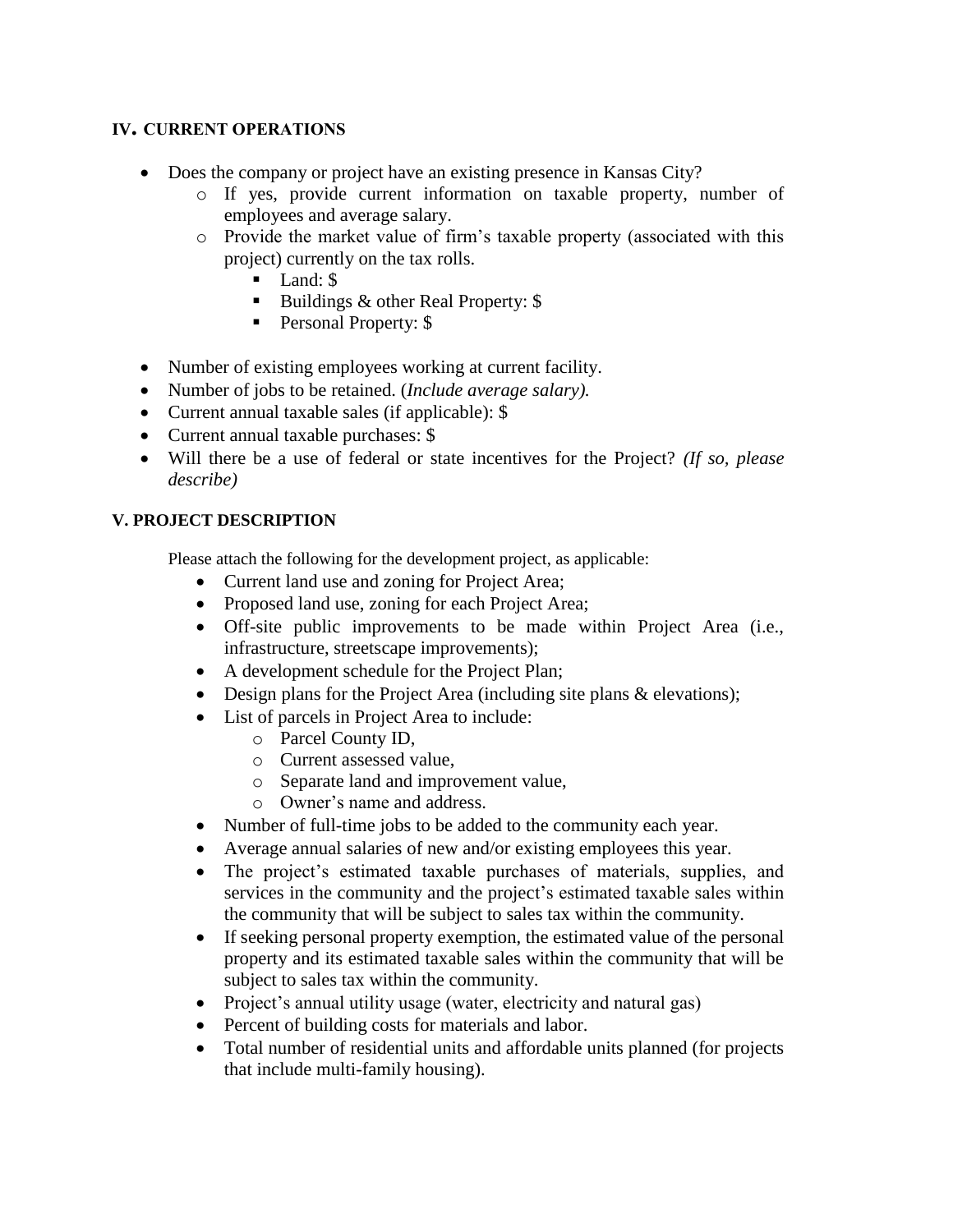## IV. CURRENT OPERATIONS

- Does the company or project have an existing presence in Kansas City?
  - If yes, provide current information on taxable property, number of employees and average salary.
  - Provide the market value of firm's taxable property (associated with this project) currently on the tax rolls.
    - Land: $
    - Buildings & other Real Property: $
    - Personal Property: $
- Number of existing employees working at current facility.
- Number of jobs to be retained. (*Include average salary).*
- Current annual taxable sales (if applicable): $
- Current annual taxable purchases: $
- Will there be a use of federal or state incentives for the Project? *(If so, please describe)*

## V. PROJECT DESCRIPTION

Please attach the following for the development project, as applicable:

- Current land use and zoning for Project Area;
- Proposed land use, zoning for each Project Area;
- Off-site public improvements to be made within Project Area (i.e., infrastructure, streetscape improvements);
- A development schedule for the Project Plan;
- Design plans for the Project Area (including site plans & elevations);
- List of parcels in Project Area to include:
  - Parcel County ID,
  - Current assessed value,
  - Separate land and improvement value,
  - Owner's name and address.
- Number of full-time jobs to be added to the community each year.
- Average annual salaries of new and/or existing employees this year.
- The project's estimated taxable purchases of materials, supplies, and services in the community and the project's estimated taxable sales within the community that will be subject to sales tax within the community.
- If seeking personal property exemption, the estimated value of the personal property and its estimated taxable sales within the community that will be subject to sales tax within the community.
- Project's annual utility usage (water, electricity and natural gas)
- Percent of building costs for materials and labor.
- Total number of residential units and affordable units planned (for projects that include multi-family housing).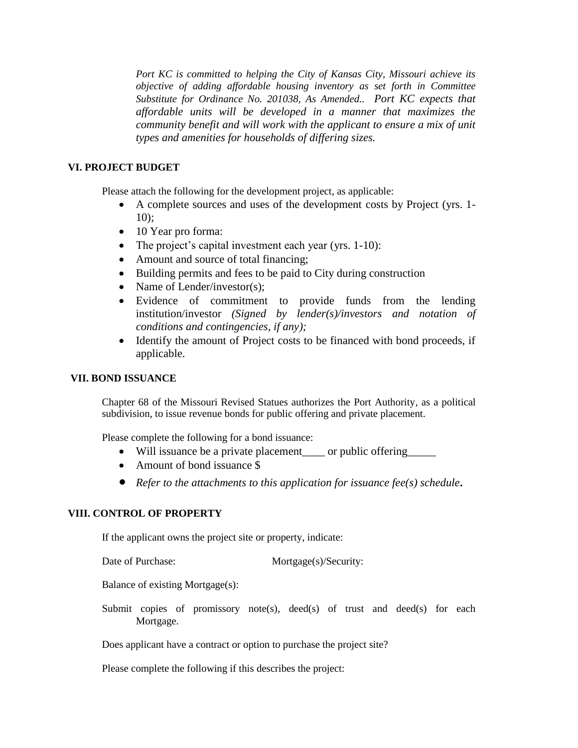*Port KC is committed to helping the City of Kansas City, Missouri achieve its objective of adding affordable housing inventory as set forth in Committee Substitute for Ordinance No. 201038, As Amended.. Port KC expects that affordable units will be developed in a manner that maximizes the community benefit and will work with the applicant to ensure a mix of unit types and amenities for households of differing sizes.*

## VI. PROJECT BUDGET

Please attach the following for the development project, as applicable:

- A complete sources and uses of the development costs by Project (yrs. 1-10);
- 10 Year pro forma:
- The project's capital investment each year (yrs. 1-10):
- Amount and source of total financing;
- Building permits and fees to be paid to City during construction
- Name of Lender/investor(s);
- Evidence of commitment to provide funds from the lending institution/investor *(Signed by lender(s)/investors and notation of conditions and contingencies, if any);*
- Identify the amount of Project costs to be financed with bond proceeds, if applicable.

## VII. BOND ISSUANCE

Chapter 68 of the Missouri Revised Statues authorizes the Port Authority, as a political subdivision, to issue revenue bonds for public offering and private placement.

Please complete the following for a bond issuance:

- Will issuance be a private placement____ or public offering_____
- Amount of bond issuance $
- *Refer to the attachments to this application for issuance fee(s) schedule***.**

## VIII. CONTROL OF PROPERTY

If the applicant owns the project site or property, indicate:

Date of Purchase: Mortgage(s)/Security:

Balance of existing Mortgage(s):

Submit copies of promissory note(s), deed(s) of trust and deed(s) for each Mortgage.

Does applicant have a contract or option to purchase the project site?

Please complete the following if this describes the project: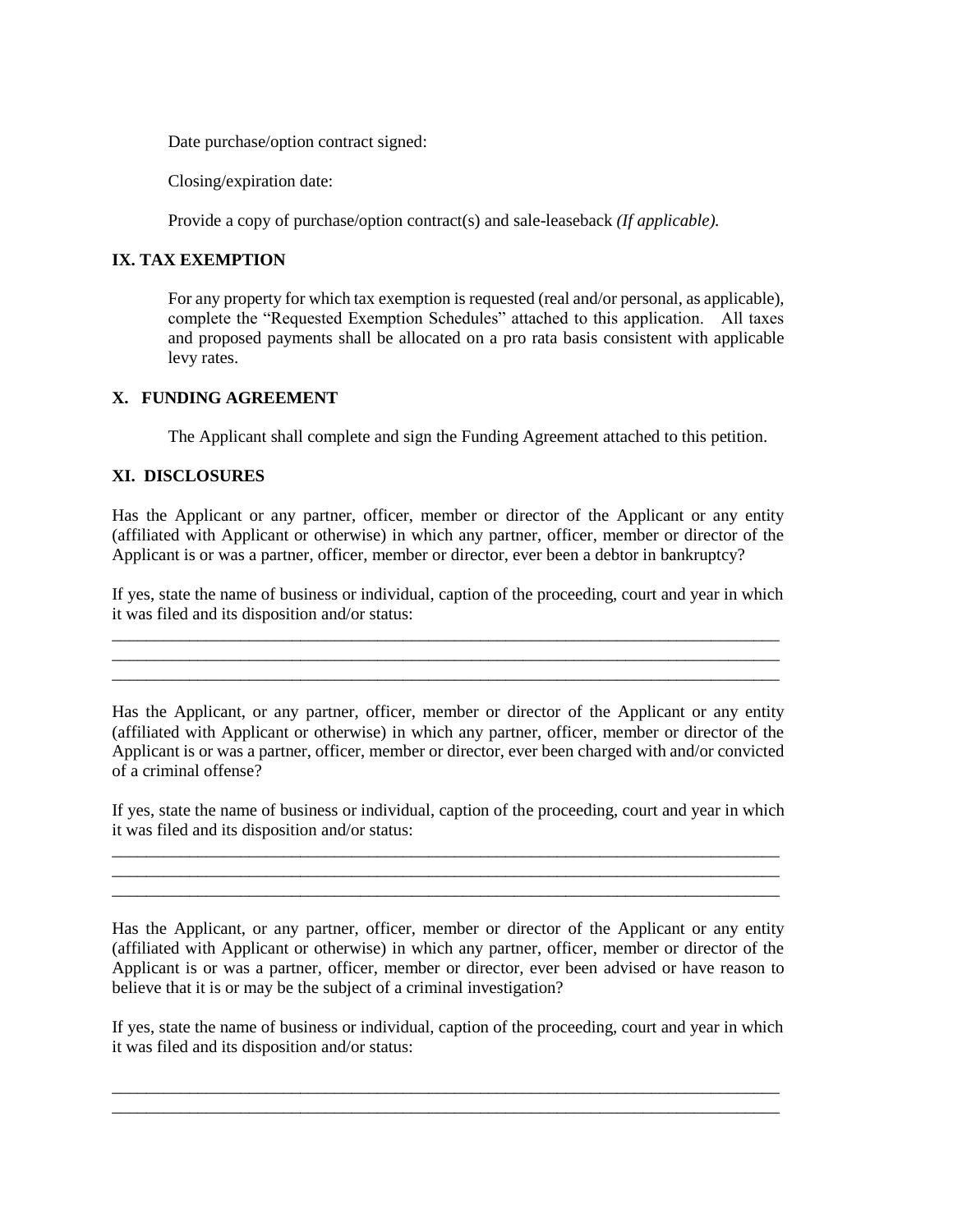Date purchase/option contract signed:

Closing/expiration date:

Provide a copy of purchase/option contract(s) and sale-leaseback *(If applicable).*

## IX. TAX EXEMPTION

For any property for which tax exemption is requested (real and/or personal, as applicable), complete the "Requested Exemption Schedules" attached to this application. All taxes and proposed payments shall be allocated on a pro rata basis consistent with applicable levy rates.

## X. FUNDING AGREEMENT

The Applicant shall complete and sign the Funding Agreement attached to this petition.

## XI. DISCLOSURES

Has the Applicant or any partner, officer, member or director of the Applicant or any entity (affiliated with Applicant or otherwise) in which any partner, officer, member or director of the Applicant is or was a partner, officer, member or director, ever been a debtor in bankruptcy?

If yes, state the name of business or individual, caption of the proceeding, court and year in which it was filed and its disposition and/or status:

\_\_\_\_\_\_\_\_\_\_\_\_\_\_\_\_\_\_\_\_\_\_\_\_\_\_\_\_\_\_\_\_\_\_\_\_\_\_\_\_\_\_\_\_\_\_\_\_\_\_\_\_\_\_\_\_\_\_\_\_\_\_\_\_\_\_\_\_\_\_\_\_\_\_\_\_
\_\_\_\_\_\_\_\_\_\_\_\_\_\_\_\_\_\_\_\_\_\_\_\_\_\_\_\_\_\_\_\_\_\_\_\_\_\_\_\_\_\_\_\_\_\_\_\_\_\_\_\_\_\_\_\_\_\_\_\_\_\_\_\_\_\_\_\_\_\_\_\_\_\_\_\_
\_\_\_\_\_\_\_\_\_\_\_\_\_\_\_\_\_\_\_\_\_\_\_\_\_\_\_\_\_\_\_\_\_\_\_\_\_\_\_\_\_\_\_\_\_\_\_\_\_\_\_\_\_\_\_\_\_\_\_\_\_\_\_\_\_\_\_\_\_\_\_\_\_\_\_\_

Has the Applicant, or any partner, officer, member or director of the Applicant or any entity (affiliated with Applicant or otherwise) in which any partner, officer, member or director of the Applicant is or was a partner, officer, member or director, ever been charged with and/or convicted of a criminal offense?

If yes, state the name of business or individual, caption of the proceeding, court and year in which it was filed and its disposition and/or status:

\_\_\_\_\_\_\_\_\_\_\_\_\_\_\_\_\_\_\_\_\_\_\_\_\_\_\_\_\_\_\_\_\_\_\_\_\_\_\_\_\_\_\_\_\_\_\_\_\_\_\_\_\_\_\_\_\_\_\_\_\_\_\_\_\_\_\_\_\_\_\_\_\_\_\_\_
\_\_\_\_\_\_\_\_\_\_\_\_\_\_\_\_\_\_\_\_\_\_\_\_\_\_\_\_\_\_\_\_\_\_\_\_\_\_\_\_\_\_\_\_\_\_\_\_\_\_\_\_\_\_\_\_\_\_\_\_\_\_\_\_\_\_\_\_\_\_\_\_\_\_\_\_
\_\_\_\_\_\_\_\_\_\_\_\_\_\_\_\_\_\_\_\_\_\_\_\_\_\_\_\_\_\_\_\_\_\_\_\_\_\_\_\_\_\_\_\_\_\_\_\_\_\_\_\_\_\_\_\_\_\_\_\_\_\_\_\_\_\_\_\_\_\_\_\_\_\_\_\_

Has the Applicant, or any partner, officer, member or director of the Applicant or any entity (affiliated with Applicant or otherwise) in which any partner, officer, member or director of the Applicant is or was a partner, officer, member or director, ever been advised or have reason to believe that it is or may be the subject of a criminal investigation?

If yes, state the name of business or individual, caption of the proceeding, court and year in which it was filed and its disposition and/or status:

\_\_\_\_\_\_\_\_\_\_\_\_\_\_\_\_\_\_\_\_\_\_\_\_\_\_\_\_\_\_\_\_\_\_\_\_\_\_\_\_\_\_\_\_\_\_\_\_\_\_\_\_\_\_\_\_\_\_\_\_\_\_\_\_\_\_\_\_\_\_\_\_\_\_\_\_
\_\_\_\_\_\_\_\_\_\_\_\_\_\_\_\_\_\_\_\_\_\_\_\_\_\_\_\_\_\_\_\_\_\_\_\_\_\_\_\_\_\_\_\_\_\_\_\_\_\_\_\_\_\_\_\_\_\_\_\_\_\_\_\_\_\_\_\_\_\_\_\_\_\_\_\_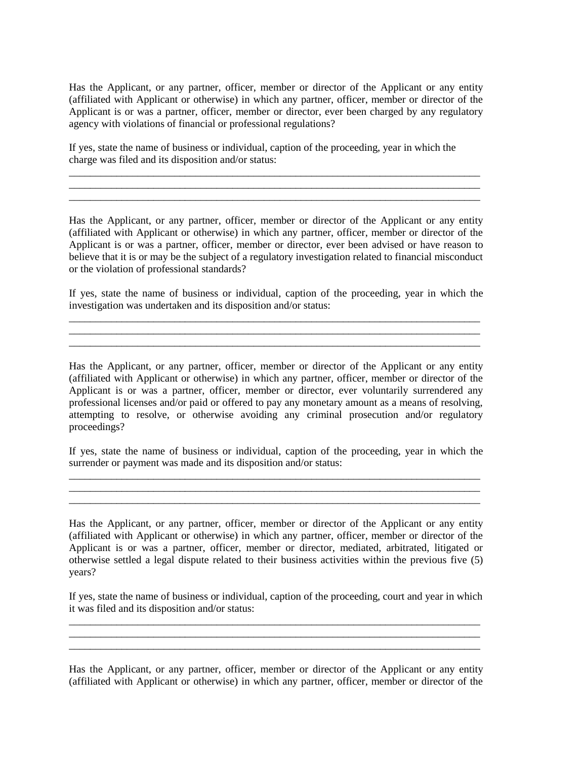Has the Applicant, or any partner, officer, member or director of the Applicant or any entity (affiliated with Applicant or otherwise) in which any partner, officer, member or director of the Applicant is or was a partner, officer, member or director, ever been charged by any regulatory agency with violations of financial or professional regulations?

If yes, state the name of business or individual, caption of the proceeding, year in which the charge was filed and its disposition and/or status:

______________________________________________________________________________
______________________________________________________________________________
______________________________________________________________________________

Has the Applicant, or any partner, officer, member or director of the Applicant or any entity (affiliated with Applicant or otherwise) in which any partner, officer, member or director of the Applicant is or was a partner, officer, member or director, ever been advised or have reason to believe that it is or may be the subject of a regulatory investigation related to financial misconduct or the violation of professional standards?

If yes, state the name of business or individual, caption of the proceeding, year in which the investigation was undertaken and its disposition and/or status:

______________________________________________________________________________
______________________________________________________________________________
______________________________________________________________________________

Has the Applicant, or any partner, officer, member or director of the Applicant or any entity (affiliated with Applicant or otherwise) in which any partner, officer, member or director of the Applicant is or was a partner, officer, member or director, ever voluntarily surrendered any professional licenses and/or paid or offered to pay any monetary amount as a means of resolving, attempting to resolve, or otherwise avoiding any criminal prosecution and/or regulatory proceedings?

If yes, state the name of business or individual, caption of the proceeding, year in which the surrender or payment was made and its disposition and/or status:

______________________________________________________________________________
______________________________________________________________________________
______________________________________________________________________________

Has the Applicant, or any partner, officer, member or director of the Applicant or any entity (affiliated with Applicant or otherwise) in which any partner, officer, member or director of the Applicant is or was a partner, officer, member or director, mediated, arbitrated, litigated or otherwise settled a legal dispute related to their business activities within the previous five (5) years?

If yes, state the name of business or individual, caption of the proceeding, court and year in which it was filed and its disposition and/or status:

______________________________________________________________________________
______________________________________________________________________________
______________________________________________________________________________

Has the Applicant, or any partner, officer, member or director of the Applicant or any entity (affiliated with Applicant or otherwise) in which any partner, officer, member or director of the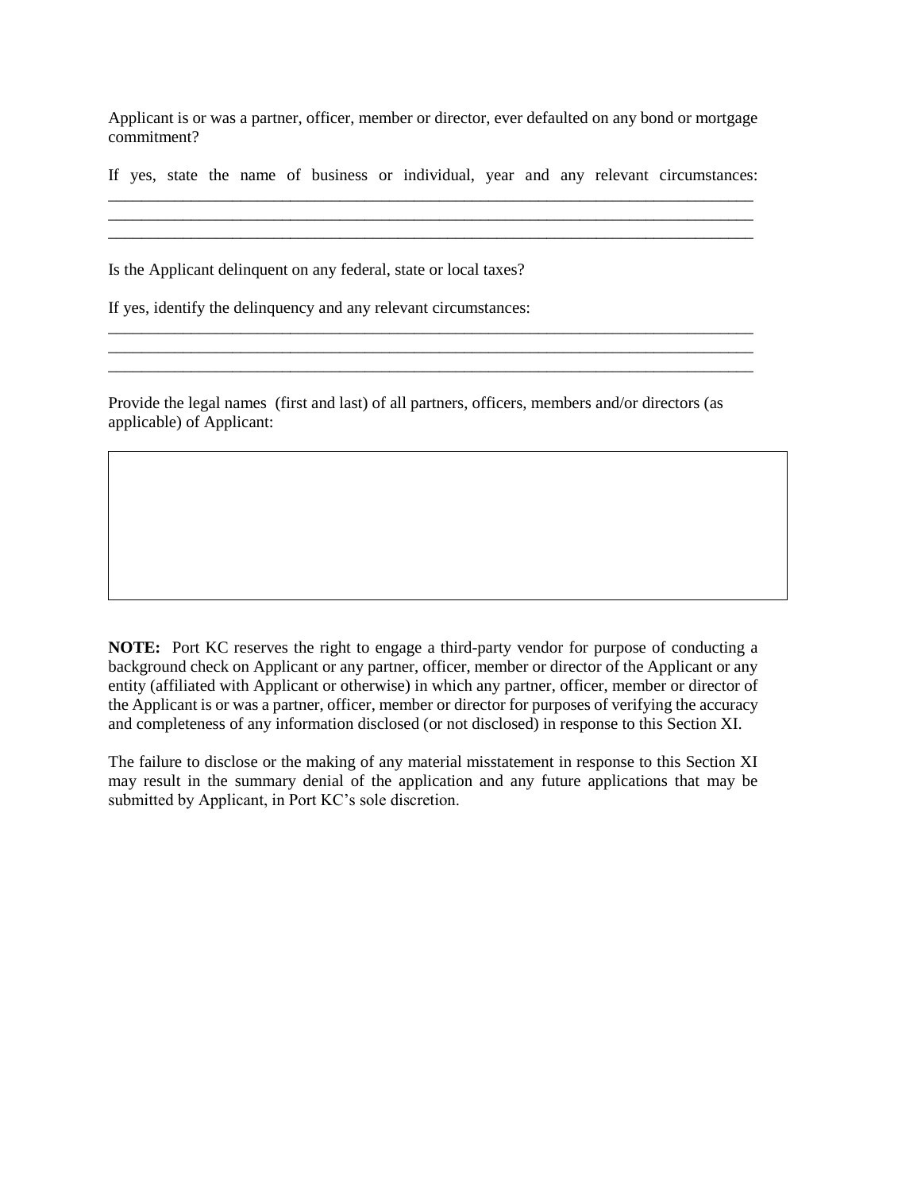Applicant is or was a partner, officer, member or director, ever defaulted on any bond or mortgage commitment?

If yes, state the name of business or individual, year and any relevant circumstances:
\_\_\_\_\_\_\_\_\_\_\_\_\_\_\_\_\_\_\_\_\_\_\_\_\_\_\_\_\_\_\_\_\_\_\_\_\_\_\_\_\_\_\_\_\_\_\_\_\_\_\_\_\_\_\_\_\_\_\_\_\_\_\_\_\_\_\_\_\_\_\_\_\_\_\_\_\_\_
\_\_\_\_\_\_\_\_\_\_\_\_\_\_\_\_\_\_\_\_\_\_\_\_\_\_\_\_\_\_\_\_\_\_\_\_\_\_\_\_\_\_\_\_\_\_\_\_\_\_\_\_\_\_\_\_\_\_\_\_\_\_\_\_\_\_\_\_\_\_\_\_\_\_\_\_\_\_
\_\_\_\_\_\_\_\_\_\_\_\_\_\_\_\_\_\_\_\_\_\_\_\_\_\_\_\_\_\_\_\_\_\_\_\_\_\_\_\_\_\_\_\_\_\_\_\_\_\_\_\_\_\_\_\_\_\_\_\_\_\_\_\_\_\_\_\_\_\_\_\_\_\_\_\_\_\_

Is the Applicant delinquent on any federal, state or local taxes?

If yes, identify the delinquency and any relevant circumstances:
\_\_\_\_\_\_\_\_\_\_\_\_\_\_\_\_\_\_\_\_\_\_\_\_\_\_\_\_\_\_\_\_\_\_\_\_\_\_\_\_\_\_\_\_\_\_\_\_\_\_\_\_\_\_\_\_\_\_\_\_\_\_\_\_\_\_\_\_\_\_\_\_\_\_\_\_\_\_
\_\_\_\_\_\_\_\_\_\_\_\_\_\_\_\_\_\_\_\_\_\_\_\_\_\_\_\_\_\_\_\_\_\_\_\_\_\_\_\_\_\_\_\_\_\_\_\_\_\_\_\_\_\_\_\_\_\_\_\_\_\_\_\_\_\_\_\_\_\_\_\_\_\_\_\_\_\_
\_\_\_\_\_\_\_\_\_\_\_\_\_\_\_\_\_\_\_\_\_\_\_\_\_\_\_\_\_\_\_\_\_\_\_\_\_\_\_\_\_\_\_\_\_\_\_\_\_\_\_\_\_\_\_\_\_\_\_\_\_\_\_\_\_\_\_\_\_\_\_\_\_\_\_\_\_\_

Provide the legal names (first and last) of all partners, officers, members and/or directors (as applicable) of Applicant:

| |
|---|
| |

**NOTE:** Port KC reserves the right to engage a third-party vendor for purpose of conducting a background check on Applicant or any partner, officer, member or director of the Applicant or any entity (affiliated with Applicant or otherwise) in which any partner, officer, member or director of the Applicant is or was a partner, officer, member or director for purposes of verifying the accuracy and completeness of any information disclosed (or not disclosed) in response to this Section XI.

The failure to disclose or the making of any material misstatement in response to this Section XI may result in the summary denial of the application and any future applications that may be submitted by Applicant, in Port KC's sole discretion.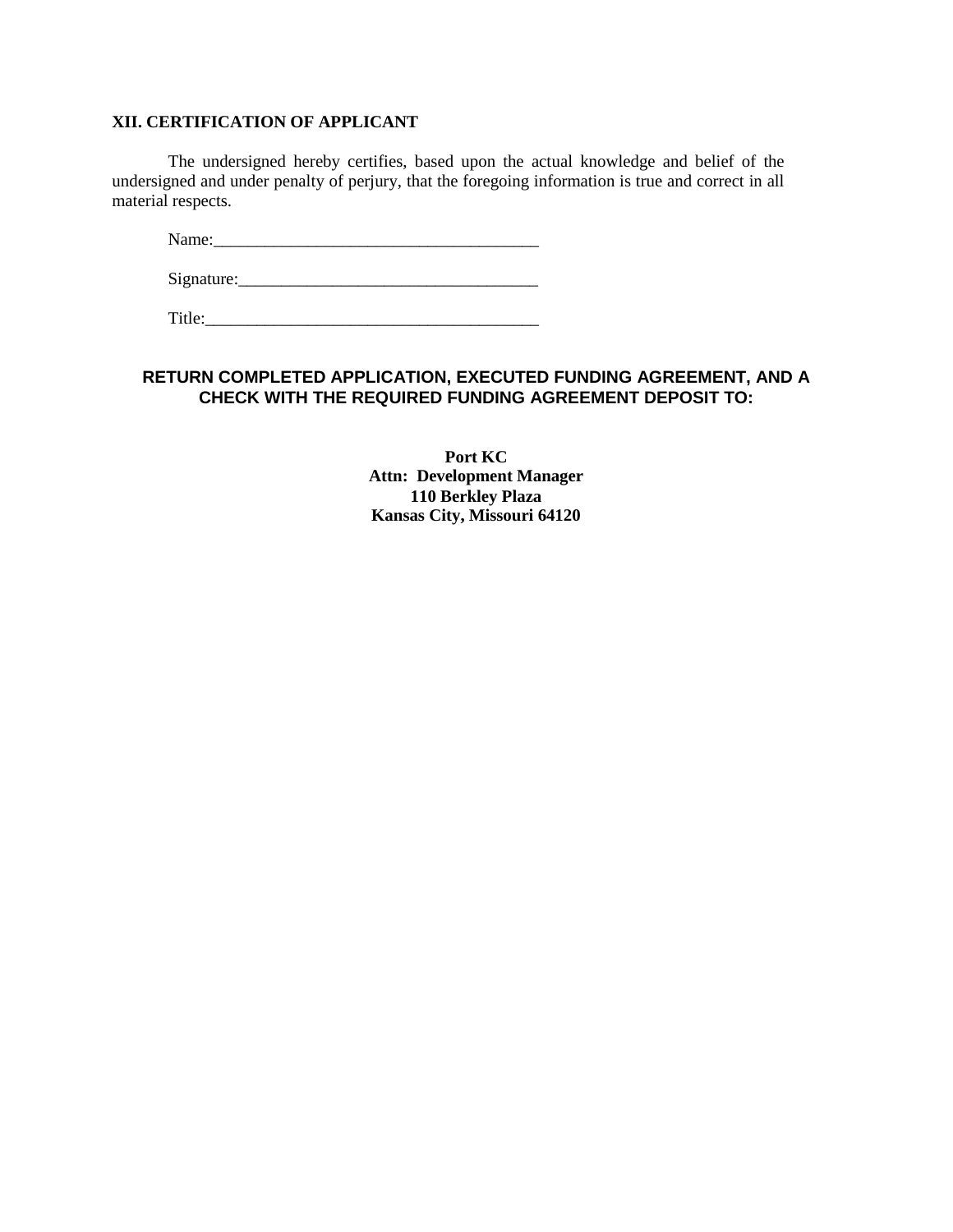## XII. CERTIFICATION OF APPLICANT

The undersigned hereby certifies, based upon the actual knowledge and belief of the undersigned and under penalty of perjury, that the foregoing information is true and correct in all material respects.

Name:______________________________________

Signature:___________________________________

Title:_______________________________________

**RETURN COMPLETED APPLICATION, EXECUTED FUNDING AGREEMENT, AND A CHECK WITH THE REQUIRED FUNDING AGREEMENT DEPOSIT TO:**

**Port KC**
**Attn: Development Manager**
**110 Berkley Plaza**
**Kansas City, Missouri 64120**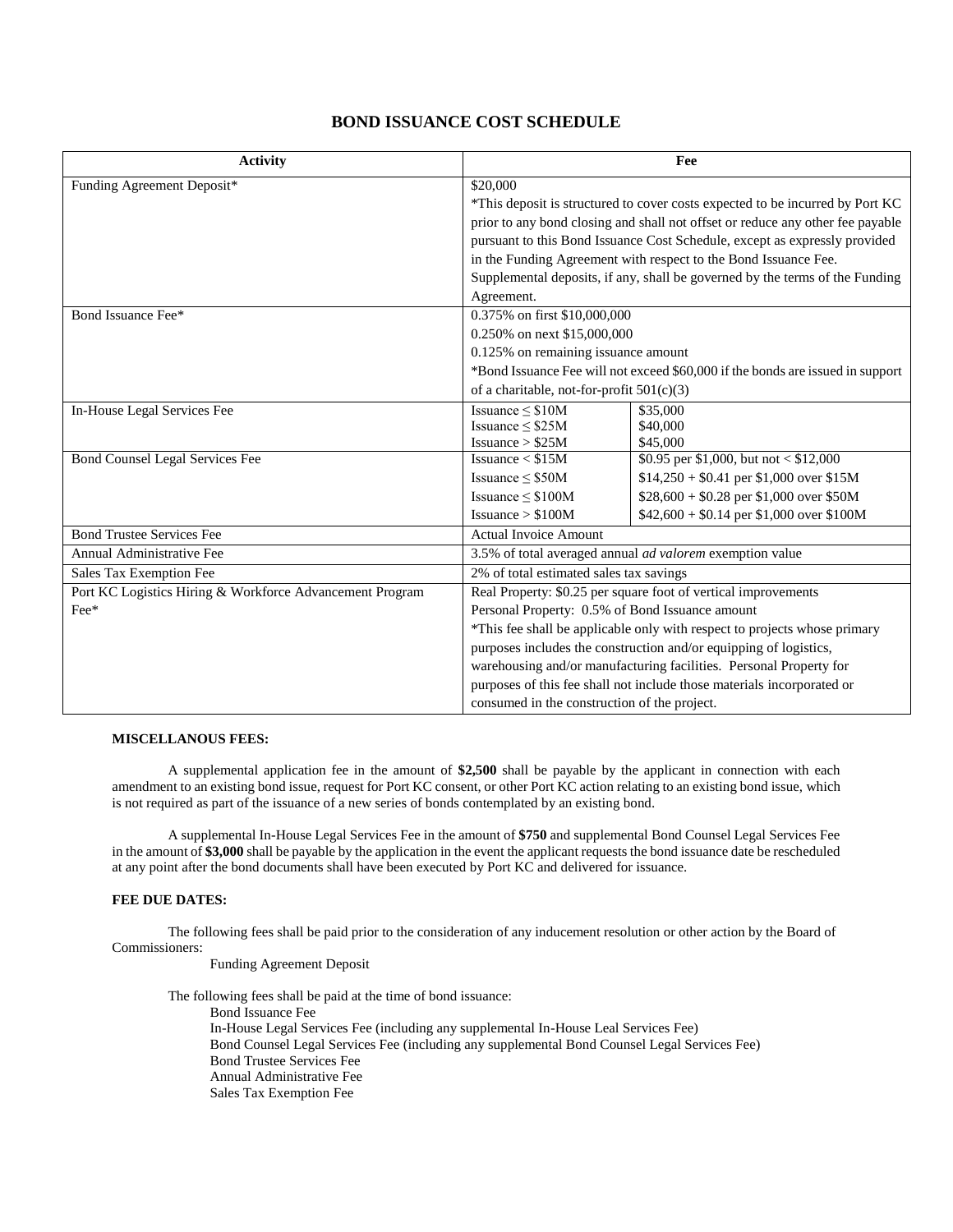## BOND ISSUANCE COST SCHEDULE

| Activity | Fee | |
|---|---|---|
| Funding Agreement Deposit* | $20,000<br>*This deposit is structured to cover costs expected to be incurred by Port KC prior to any bond closing and shall not offset or reduce any other fee payable pursuant to this Bond Issuance Cost Schedule, except as expressly provided in the Funding Agreement with respect to the Bond Issuance Fee. Supplemental deposits, if any, shall be governed by the terms of the Funding Agreement. | |
| Bond Issuance Fee* | 0.375% on first $10,000,000<br>0.250% on next $15,000,000<br>0.125% on remaining issuance amount<br>*Bond Issuance Fee will not exceed $60,000 if the bonds are issued in support of a charitable, not-for-profit 501(c)(3) | |
| In-House Legal Services Fee | Issuance ≤ $10M<br>Issuance ≤ $25M<br>Issuance > $25M | $35,000<br>$40,000<br>$45,000 |
| Bond Counsel Legal Services Fee | Issuance < $15M<br>Issuance ≤ $50M<br>Issuance ≤ $100M<br>Issuance > $100M | $0.95 per $1,000, but not < $12,000<br>$14,250 + $0.41 per $1,000 over $15M<br>$28,600 + $0.28 per $1,000 over $50M<br>$42,600 + $0.14 per $1,000 over $100M |
| Bond Trustee Services Fee | Actual Invoice Amount | |
| Annual Administrative Fee | 3.5% of total averaged annual *ad valorem* exemption value | |
| Sales Tax Exemption Fee | 2% of total estimated sales tax savings | |
| Port KC Logistics Hiring & Workforce Advancement Program Fee* | Real Property: $0.25 per square foot of vertical improvements<br>Personal Property: 0.5% of Bond Issuance amount<br>*This fee shall be applicable only with respect to projects whose primary purposes includes the construction and/or equipping of logistics, warehousing and/or manufacturing facilities. Personal Property for purposes of this fee shall not include those materials incorporated or consumed in the construction of the project. | |

**MISCELLANOUS FEES:**

A supplemental application fee in the amount of **$2,500** shall be payable by the applicant in connection with each amendment to an existing bond issue, request for Port KC consent, or other Port KC action relating to an existing bond issue, which is not required as part of the issuance of a new series of bonds contemplated by an existing bond.

A supplemental In-House Legal Services Fee in the amount of **$750** and supplemental Bond Counsel Legal Services Fee in the amount of **$3,000** shall be payable by the application in the event the applicant requests the bond issuance date be rescheduled at any point after the bond documents shall have been executed by Port KC and delivered for issuance.

**FEE DUE DATES:**

The following fees shall be paid prior to the consideration of any inducement resolution or other action by the Board of Commissioners:

Funding Agreement Deposit

The following fees shall be paid at the time of bond issuance:

Bond Issuance Fee
In-House Legal Services Fee (including any supplemental In-House Leal Services Fee)
Bond Counsel Legal Services Fee (including any supplemental Bond Counsel Legal Services Fee)
Bond Trustee Services Fee
Annual Administrative Fee
Sales Tax Exemption Fee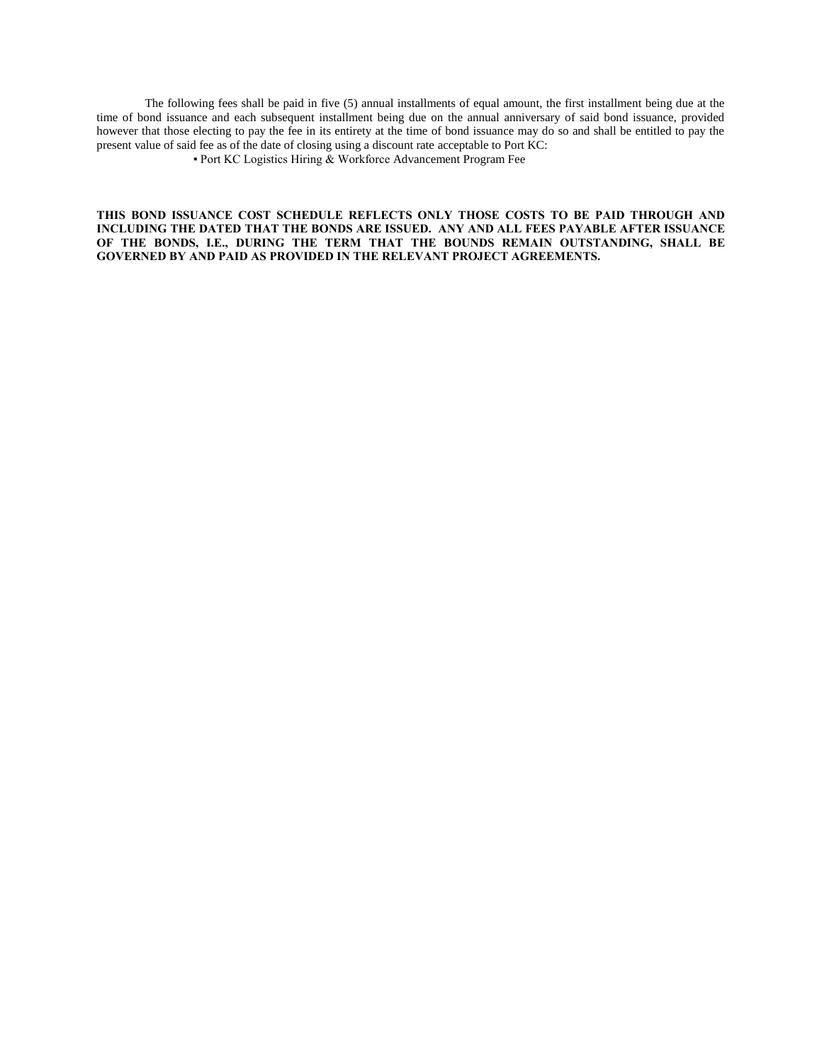The following fees shall be paid in five (5) annual installments of equal amount, the first installment being due at the time of bond issuance and each subsequent installment being due on the annual anniversary of said bond issuance, provided however that those electing to pay the fee in its entirety at the time of bond issuance may do so and shall be entitled to pay the present value of said fee as of the date of closing using a discount rate acceptable to Port KC:

▪ Port KC Logistics Hiring & Workforce Advancement Program Fee

**THIS BOND ISSUANCE COST SCHEDULE REFLECTS ONLY THOSE COSTS TO BE PAID THROUGH AND INCLUDING THE DATED THAT THE BONDS ARE ISSUED. ANY AND ALL FEES PAYABLE AFTER ISSUANCE OF THE BONDS, I.E., DURING THE TERM THAT THE BOUNDS REMAIN OUTSTANDING, SHALL BE GOVERNED BY AND PAID AS PROVIDED IN THE RELEVANT PROJECT AGREEMENTS.**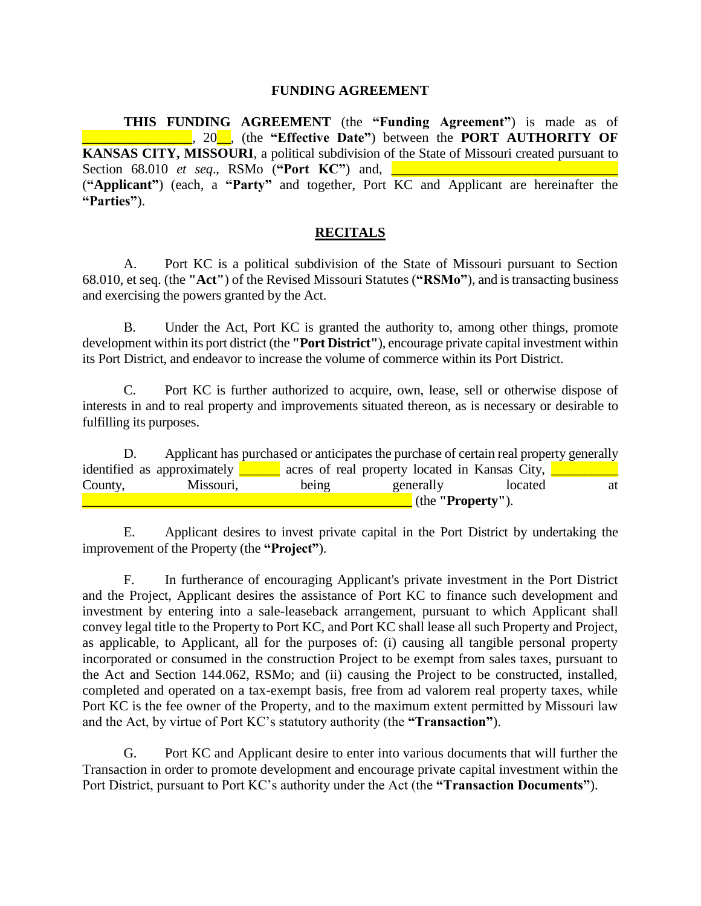# FUNDING AGREEMENT

**THIS FUNDING AGREEMENT** (the **"Funding Agreement"**) is made as of _______________, 20__, (the **"Effective Date"**) between the **PORT AUTHORITY OF KANSAS CITY, MISSOURI**, a political subdivision of the State of Missouri created pursuant to Section 68.010 *et seq*., RSMo (**"Port KC"**) and, _________________________________ (**"Applicant"**) (each, a **"Party"** and together, Port KC and Applicant are hereinafter the **"Parties"**).

## RECITALS

A. Port KC is a political subdivision of the State of Missouri pursuant to Section 68.010, et seq. (the **"Act"**) of the Revised Missouri Statutes (**"RSMo"**), and is transacting business and exercising the powers granted by the Act.

B. Under the Act, Port KC is granted the authority to, among other things, promote development within its port district (the **"Port District"**), encourage private capital investment within its Port District, and endeavor to increase the volume of commerce within its Port District.

C. Port KC is further authorized to acquire, own, lease, sell or otherwise dispose of interests in and to real property and improvements situated thereon, as is necessary or desirable to fulfilling its purposes.

D. Applicant has purchased or anticipates the purchase of certain real property generally identified as approximately ______ acres of real property located in Kansas City, __________ County, Missouri, being generally located at _______________________________________________ (the **"Property"**).

E. Applicant desires to invest private capital in the Port District by undertaking the improvement of the Property (the **"Project"**).

F. In furtherance of encouraging Applicant's private investment in the Port District and the Project, Applicant desires the assistance of Port KC to finance such development and investment by entering into a sale-leaseback arrangement, pursuant to which Applicant shall convey legal title to the Property to Port KC, and Port KC shall lease all such Property and Project, as applicable, to Applicant, all for the purposes of: (i) causing all tangible personal property incorporated or consumed in the construction Project to be exempt from sales taxes, pursuant to the Act and Section 144.062, RSMo; and (ii) causing the Project to be constructed, installed, completed and operated on a tax-exempt basis, free from ad valorem real property taxes, while Port KC is the fee owner of the Property, and to the maximum extent permitted by Missouri law and the Act, by virtue of Port KC's statutory authority (the **"Transaction"**).

G. Port KC and Applicant desire to enter into various documents that will further the Transaction in order to promote development and encourage private capital investment within the Port District, pursuant to Port KC's authority under the Act (the **"Transaction Documents"**).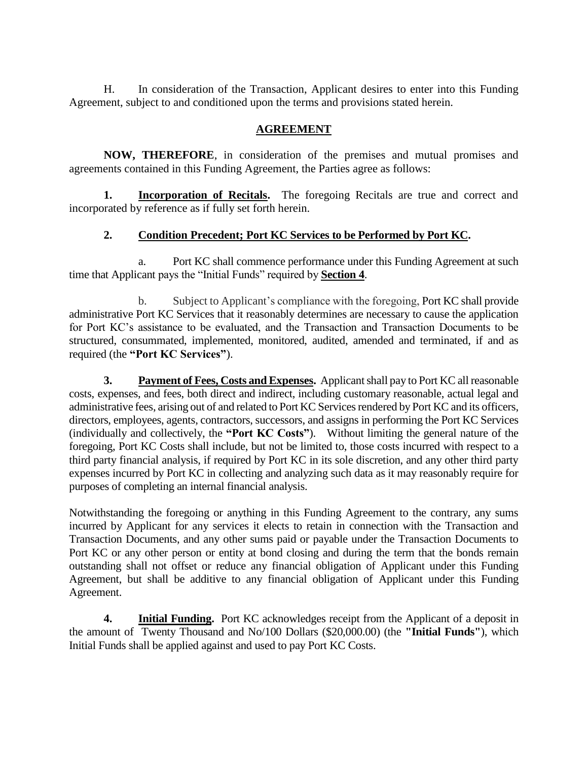H. In consideration of the Transaction, Applicant desires to enter into this Funding Agreement, subject to and conditioned upon the terms and provisions stated herein.

## AGREEMENT

**NOW, THEREFORE**, in consideration of the premises and mutual promises and agreements contained in this Funding Agreement, the Parties agree as follows:

**1. Incorporation of Recitals.** The foregoing Recitals are true and correct and incorporated by reference as if fully set forth herein.

**2. Condition Precedent; Port KC Services to be Performed by Port KC.**

a. Port KC shall commence performance under this Funding Agreement at such time that Applicant pays the "Initial Funds" required by **Section 4**.

b. Subject to Applicant's compliance with the foregoing, Port KC shall provide administrative Port KC Services that it reasonably determines are necessary to cause the application for Port KC's assistance to be evaluated, and the Transaction and Transaction Documents to be structured, consummated, implemented, monitored, audited, amended and terminated, if and as required (the **"Port KC Services"**).

**3. Payment of Fees, Costs and Expenses.** Applicant shall pay to Port KC all reasonable costs, expenses, and fees, both direct and indirect, including customary reasonable, actual legal and administrative fees, arising out of and related to Port KC Services rendered by Port KC and its officers, directors, employees, agents, contractors, successors, and assigns in performing the Port KC Services (individually and collectively, the **"Port KC Costs"**). Without limiting the general nature of the foregoing, Port KC Costs shall include, but not be limited to, those costs incurred with respect to a third party financial analysis, if required by Port KC in its sole discretion, and any other third party expenses incurred by Port KC in collecting and analyzing such data as it may reasonably require for purposes of completing an internal financial analysis.

Notwithstanding the foregoing or anything in this Funding Agreement to the contrary, any sums incurred by Applicant for any services it elects to retain in connection with the Transaction and Transaction Documents, and any other sums paid or payable under the Transaction Documents to Port KC or any other person or entity at bond closing and during the term that the bonds remain outstanding shall not offset or reduce any financial obligation of Applicant under this Funding Agreement, but shall be additive to any financial obligation of Applicant under this Funding Agreement.

**4. Initial Funding.** Port KC acknowledges receipt from the Applicant of a deposit in the amount of Twenty Thousand and No/100 Dollars ($20,000.00) (the **"Initial Funds"**), which Initial Funds shall be applied against and used to pay Port KC Costs.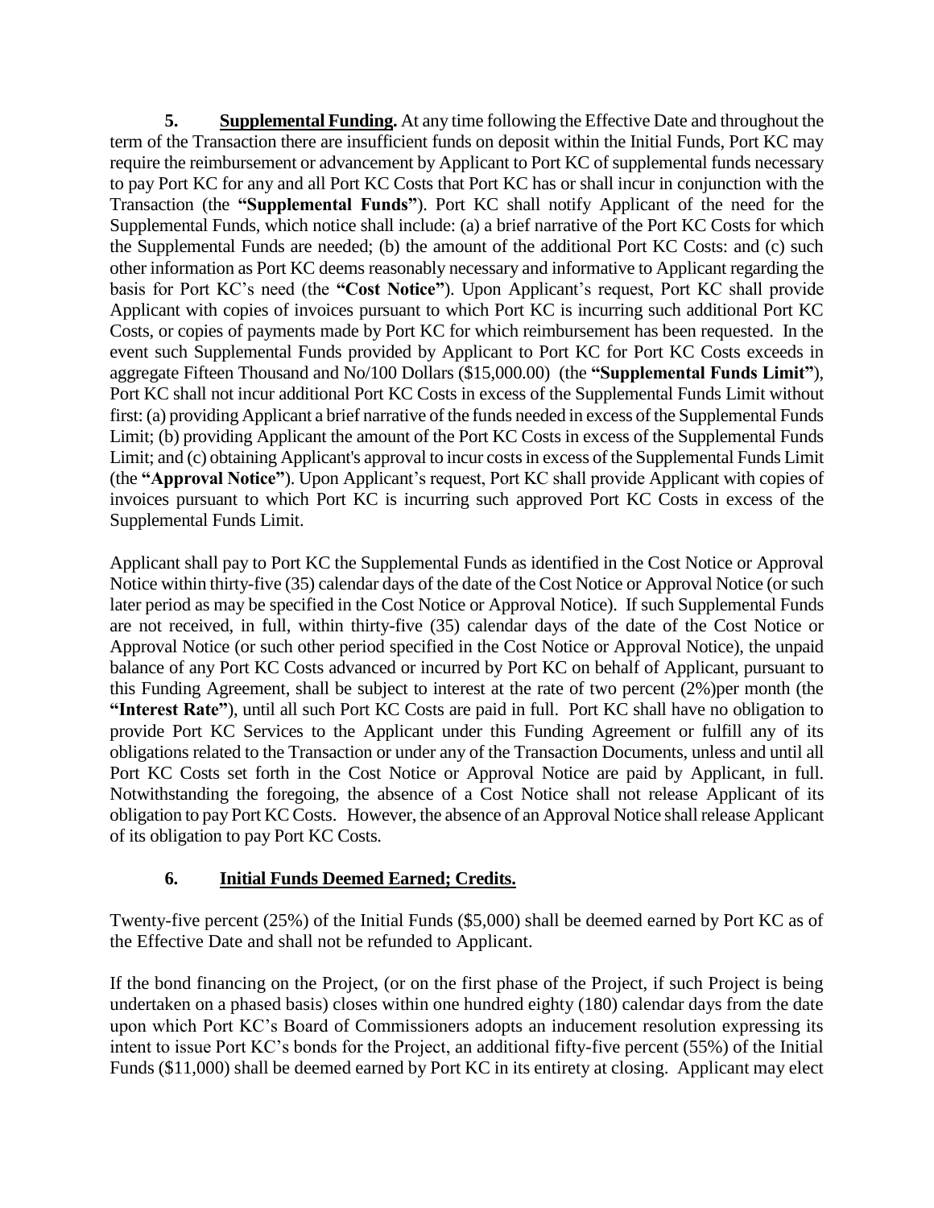**5.** **<u>Supplemental Funding.</u>** At any time following the Effective Date and throughout the term of the Transaction there are insufficient funds on deposit within the Initial Funds, Port KC may require the reimbursement or advancement by Applicant to Port KC of supplemental funds necessary to pay Port KC for any and all Port KC Costs that Port KC has or shall incur in conjunction with the Transaction (the **"Supplemental Funds"**). Port KC shall notify Applicant of the need for the Supplemental Funds, which notice shall include: (a) a brief narrative of the Port KC Costs for which the Supplemental Funds are needed; (b) the amount of the additional Port KC Costs: and (c) such other information as Port KC deems reasonably necessary and informative to Applicant regarding the basis for Port KC's need (the **"Cost Notice"**). Upon Applicant's request, Port KC shall provide Applicant with copies of invoices pursuant to which Port KC is incurring such additional Port KC Costs, or copies of payments made by Port KC for which reimbursement has been requested. In the event such Supplemental Funds provided by Applicant to Port KC for Port KC Costs exceeds in aggregate Fifteen Thousand and No/100 Dollars ($15,000.00) (the **"Supplemental Funds Limit"**), Port KC shall not incur additional Port KC Costs in excess of the Supplemental Funds Limit without first: (a) providing Applicant a brief narrative of the funds needed in excess of the Supplemental Funds Limit; (b) providing Applicant the amount of the Port KC Costs in excess of the Supplemental Funds Limit; and (c) obtaining Applicant's approval to incur costs in excess of the Supplemental Funds Limit (the **"Approval Notice"**). Upon Applicant's request, Port KC shall provide Applicant with copies of invoices pursuant to which Port KC is incurring such approved Port KC Costs in excess of the Supplemental Funds Limit.

Applicant shall pay to Port KC the Supplemental Funds as identified in the Cost Notice or Approval Notice within thirty-five (35) calendar days of the date of the Cost Notice or Approval Notice (or such later period as may be specified in the Cost Notice or Approval Notice). If such Supplemental Funds are not received, in full, within thirty-five (35) calendar days of the date of the Cost Notice or Approval Notice (or such other period specified in the Cost Notice or Approval Notice), the unpaid balance of any Port KC Costs advanced or incurred by Port KC on behalf of Applicant, pursuant to this Funding Agreement, shall be subject to interest at the rate of two percent (2%)per month (the **"Interest Rate"**), until all such Port KC Costs are paid in full. Port KC shall have no obligation to provide Port KC Services to the Applicant under this Funding Agreement or fulfill any of its obligations related to the Transaction or under any of the Transaction Documents, unless and until all Port KC Costs set forth in the Cost Notice or Approval Notice are paid by Applicant, in full. Notwithstanding the foregoing, the absence of a Cost Notice shall not release Applicant of its obligation to pay Port KC Costs. However, the absence of an Approval Notice shall release Applicant of its obligation to pay Port KC Costs.

**6.** **<u>Initial Funds Deemed Earned; Credits.</u>**

Twenty-five percent (25%) of the Initial Funds ($5,000) shall be deemed earned by Port KC as of the Effective Date and shall not be refunded to Applicant.

If the bond financing on the Project, (or on the first phase of the Project, if such Project is being undertaken on a phased basis) closes within one hundred eighty (180) calendar days from the date upon which Port KC's Board of Commissioners adopts an inducement resolution expressing its intent to issue Port KC's bonds for the Project, an additional fifty-five percent (55%) of the Initial Funds ($11,000) shall be deemed earned by Port KC in its entirety at closing. Applicant may elect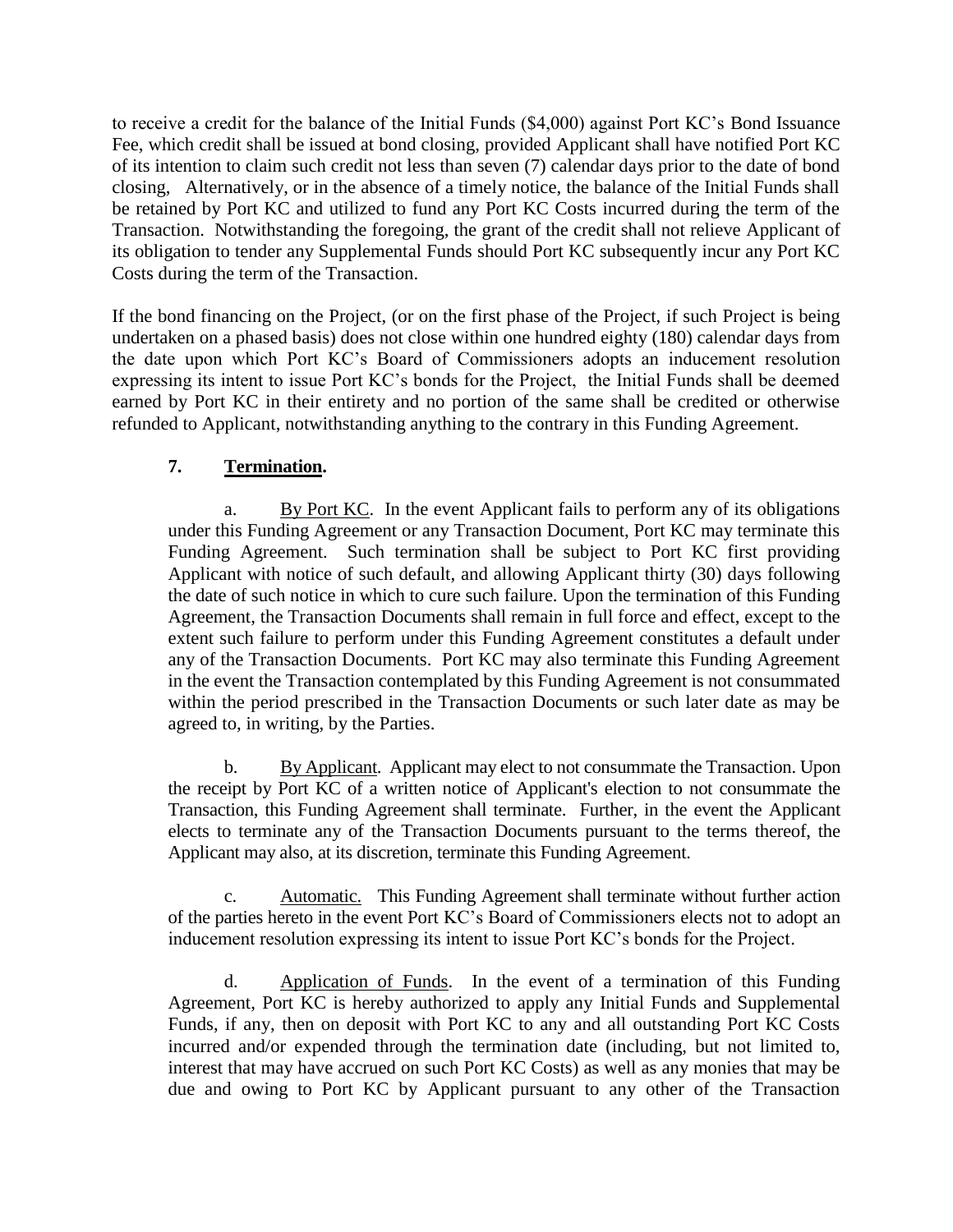to receive a credit for the balance of the Initial Funds ($4,000) against Port KC's Bond Issuance Fee, which credit shall be issued at bond closing, provided Applicant shall have notified Port KC of its intention to claim such credit not less than seven (7) calendar days prior to the date of bond closing, Alternatively, or in the absence of a timely notice, the balance of the Initial Funds shall be retained by Port KC and utilized to fund any Port KC Costs incurred during the term of the Transaction. Notwithstanding the foregoing, the grant of the credit shall not relieve Applicant of its obligation to tender any Supplemental Funds should Port KC subsequently incur any Port KC Costs during the term of the Transaction.

If the bond financing on the Project, (or on the first phase of the Project, if such Project is being undertaken on a phased basis) does not close within one hundred eighty (180) calendar days from the date upon which Port KC's Board of Commissioners adopts an inducement resolution expressing its intent to issue Port KC's bonds for the Project, the Initial Funds shall be deemed earned by Port KC in their entirety and no portion of the same shall be credited or otherwise refunded to Applicant, notwithstanding anything to the contrary in this Funding Agreement.

**7. Termination.**

a. By Port KC. In the event Applicant fails to perform any of its obligations under this Funding Agreement or any Transaction Document, Port KC may terminate this Funding Agreement. Such termination shall be subject to Port KC first providing Applicant with notice of such default, and allowing Applicant thirty (30) days following the date of such notice in which to cure such failure. Upon the termination of this Funding Agreement, the Transaction Documents shall remain in full force and effect, except to the extent such failure to perform under this Funding Agreement constitutes a default under any of the Transaction Documents. Port KC may also terminate this Funding Agreement in the event the Transaction contemplated by this Funding Agreement is not consummated within the period prescribed in the Transaction Documents or such later date as may be agreed to, in writing, by the Parties.

b. By Applicant. Applicant may elect to not consummate the Transaction. Upon the receipt by Port KC of a written notice of Applicant's election to not consummate the Transaction, this Funding Agreement shall terminate. Further, in the event the Applicant elects to terminate any of the Transaction Documents pursuant to the terms thereof, the Applicant may also, at its discretion, terminate this Funding Agreement.

c. Automatic. This Funding Agreement shall terminate without further action of the parties hereto in the event Port KC's Board of Commissioners elects not to adopt an inducement resolution expressing its intent to issue Port KC's bonds for the Project.

d. Application of Funds. In the event of a termination of this Funding Agreement, Port KC is hereby authorized to apply any Initial Funds and Supplemental Funds, if any, then on deposit with Port KC to any and all outstanding Port KC Costs incurred and/or expended through the termination date (including, but not limited to, interest that may have accrued on such Port KC Costs) as well as any monies that may be due and owing to Port KC by Applicant pursuant to any other of the Transaction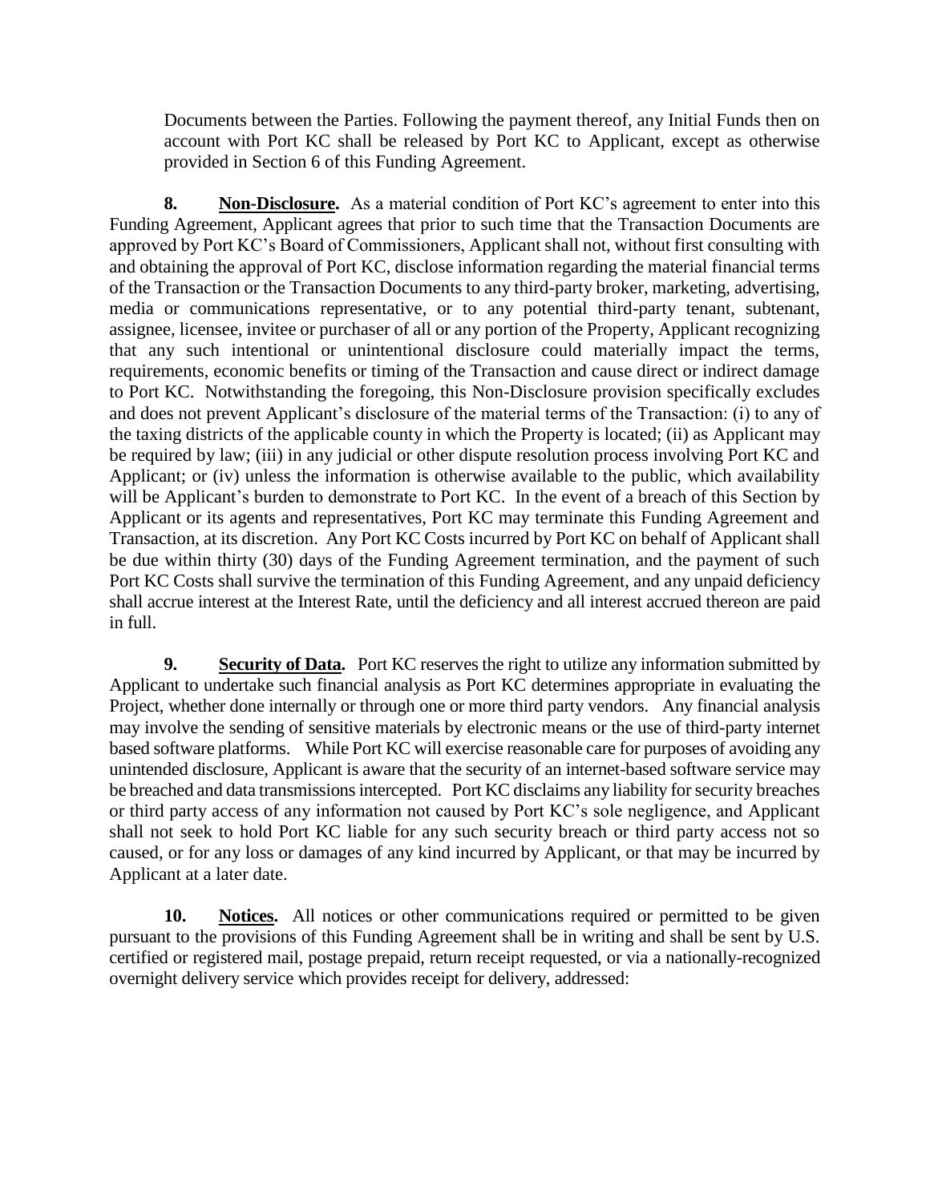Documents between the Parties. Following the payment thereof, any Initial Funds then on account with Port KC shall be released by Port KC to Applicant, except as otherwise provided in Section 6 of this Funding Agreement.

**8. Non-Disclosure.** As a material condition of Port KC's agreement to enter into this Funding Agreement, Applicant agrees that prior to such time that the Transaction Documents are approved by Port KC's Board of Commissioners, Applicant shall not, without first consulting with and obtaining the approval of Port KC, disclose information regarding the material financial terms of the Transaction or the Transaction Documents to any third-party broker, marketing, advertising, media or communications representative, or to any potential third-party tenant, subtenant, assignee, licensee, invitee or purchaser of all or any portion of the Property, Applicant recognizing that any such intentional or unintentional disclosure could materially impact the terms, requirements, economic benefits or timing of the Transaction and cause direct or indirect damage to Port KC. Notwithstanding the foregoing, this Non-Disclosure provision specifically excludes and does not prevent Applicant's disclosure of the material terms of the Transaction: (i) to any of the taxing districts of the applicable county in which the Property is located; (ii) as Applicant may be required by law; (iii) in any judicial or other dispute resolution process involving Port KC and Applicant; or (iv) unless the information is otherwise available to the public, which availability will be Applicant's burden to demonstrate to Port KC. In the event of a breach of this Section by Applicant or its agents and representatives, Port KC may terminate this Funding Agreement and Transaction, at its discretion. Any Port KC Costs incurred by Port KC on behalf of Applicant shall be due within thirty (30) days of the Funding Agreement termination, and the payment of such Port KC Costs shall survive the termination of this Funding Agreement, and any unpaid deficiency shall accrue interest at the Interest Rate, until the deficiency and all interest accrued thereon are paid in full.

**9. Security of Data.** Port KC reserves the right to utilize any information submitted by Applicant to undertake such financial analysis as Port KC determines appropriate in evaluating the Project, whether done internally or through one or more third party vendors. Any financial analysis may involve the sending of sensitive materials by electronic means or the use of third-party internet based software platforms. While Port KC will exercise reasonable care for purposes of avoiding any unintended disclosure, Applicant is aware that the security of an internet-based software service may be breached and data transmissions intercepted. Port KC disclaims any liability for security breaches or third party access of any information not caused by Port KC's sole negligence, and Applicant shall not seek to hold Port KC liable for any such security breach or third party access not so caused, or for any loss or damages of any kind incurred by Applicant, or that may be incurred by Applicant at a later date.

**10. Notices.** All notices or other communications required or permitted to be given pursuant to the provisions of this Funding Agreement shall be in writing and shall be sent by U.S. certified or registered mail, postage prepaid, return receipt requested, or via a nationally-recognized overnight delivery service which provides receipt for delivery, addressed: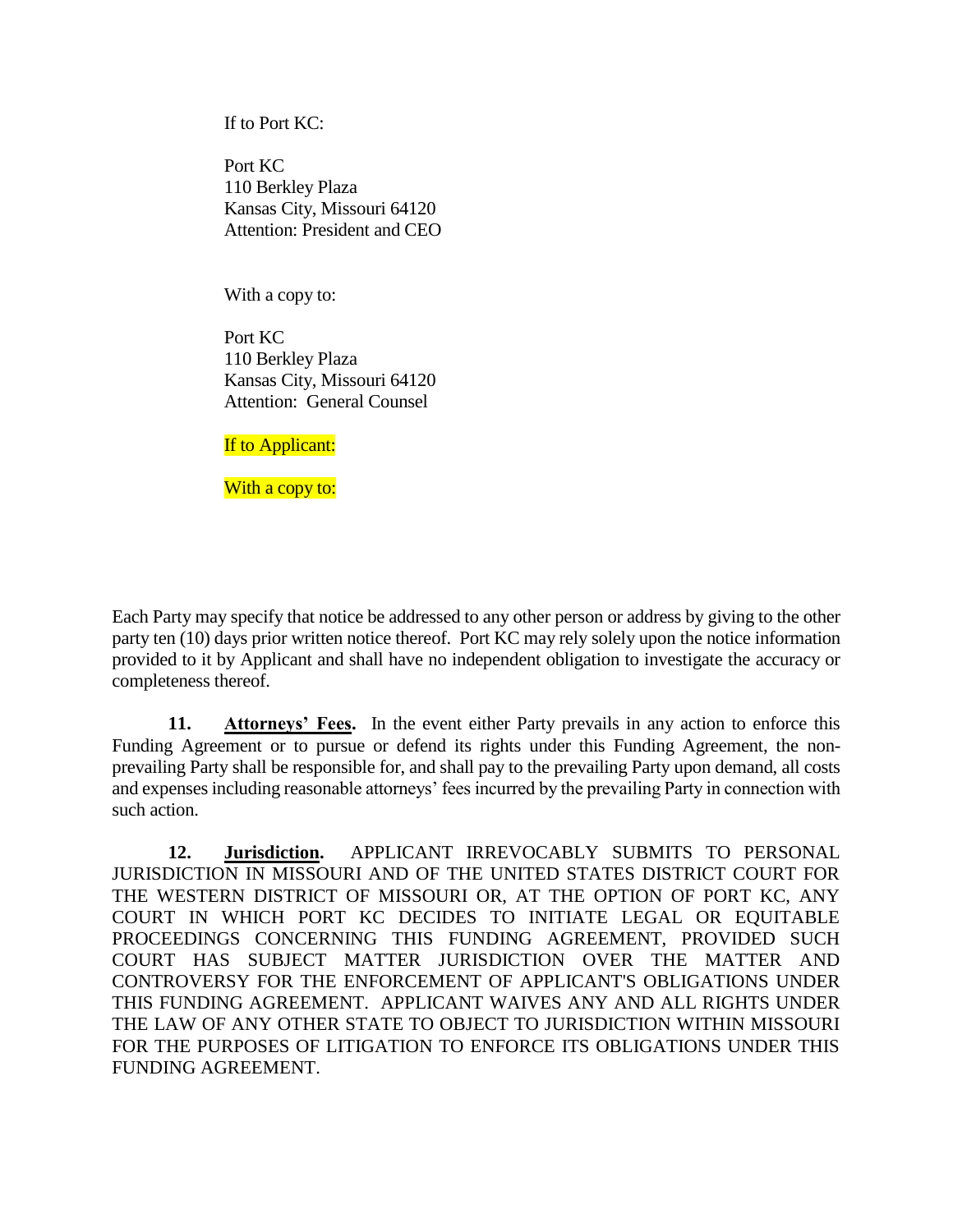If to Port KC:

Port KC
110 Berkley Plaza
Kansas City, Missouri 64120
Attention: President and CEO

With a copy to:

Port KC
110 Berkley Plaza
Kansas City, Missouri 64120
Attention: General Counsel

If to Applicant:

With a copy to:

Each Party may specify that notice be addressed to any other person or address by giving to the other party ten (10) days prior written notice thereof. Port KC may rely solely upon the notice information provided to it by Applicant and shall have no independent obligation to investigate the accuracy or completeness thereof.

**11. Attorneys' Fees.** In the event either Party prevails in any action to enforce this Funding Agreement or to pursue or defend its rights under this Funding Agreement, the non-prevailing Party shall be responsible for, and shall pay to the prevailing Party upon demand, all costs and expenses including reasonable attorneys' fees incurred by the prevailing Party in connection with such action.

**12. Jurisdiction.** APPLICANT IRREVOCABLY SUBMITS TO PERSONAL JURISDICTION IN MISSOURI AND OF THE UNITED STATES DISTRICT COURT FOR THE WESTERN DISTRICT OF MISSOURI OR, AT THE OPTION OF PORT KC, ANY COURT IN WHICH PORT KC DECIDES TO INITIATE LEGAL OR EQUITABLE PROCEEDINGS CONCERNING THIS FUNDING AGREEMENT, PROVIDED SUCH COURT HAS SUBJECT MATTER JURISDICTION OVER THE MATTER AND CONTROVERSY FOR THE ENFORCEMENT OF APPLICANT'S OBLIGATIONS UNDER THIS FUNDING AGREEMENT. APPLICANT WAIVES ANY AND ALL RIGHTS UNDER THE LAW OF ANY OTHER STATE TO OBJECT TO JURISDICTION WITHIN MISSOURI FOR THE PURPOSES OF LITIGATION TO ENFORCE ITS OBLIGATIONS UNDER THIS FUNDING AGREEMENT.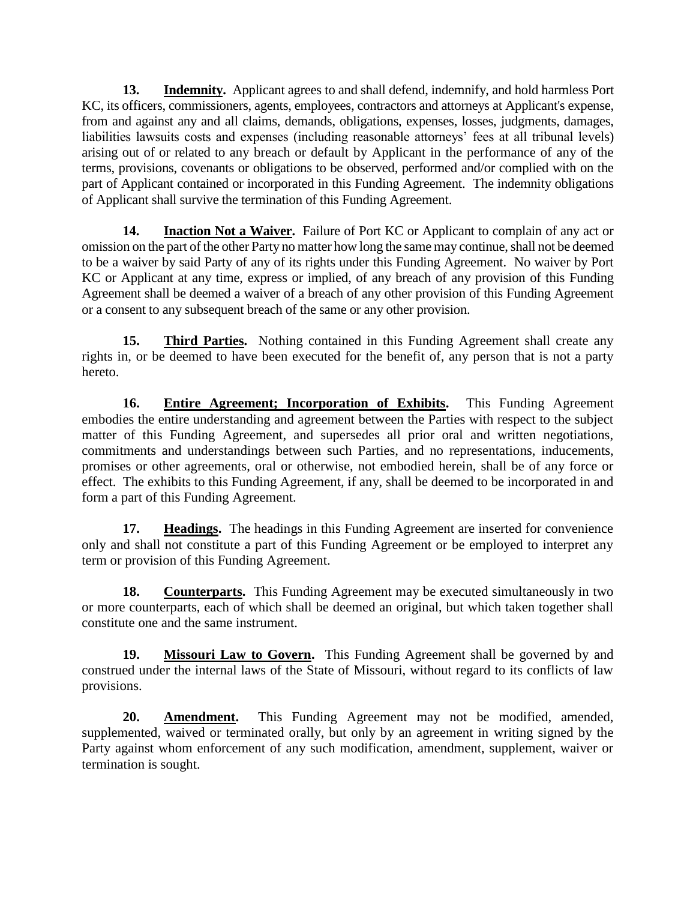**13. Indemnity.** Applicant agrees to and shall defend, indemnify, and hold harmless Port KC, its officers, commissioners, agents, employees, contractors and attorneys at Applicant's expense, from and against any and all claims, demands, obligations, expenses, losses, judgments, damages, liabilities lawsuits costs and expenses (including reasonable attorneys' fees at all tribunal levels) arising out of or related to any breach or default by Applicant in the performance of any of the terms, provisions, covenants or obligations to be observed, performed and/or complied with on the part of Applicant contained or incorporated in this Funding Agreement. The indemnity obligations of Applicant shall survive the termination of this Funding Agreement.

**14. Inaction Not a Waiver.** Failure of Port KC or Applicant to complain of any act or omission on the part of the other Party no matter how long the same may continue, shall not be deemed to be a waiver by said Party of any of its rights under this Funding Agreement. No waiver by Port KC or Applicant at any time, express or implied, of any breach of any provision of this Funding Agreement shall be deemed a waiver of a breach of any other provision of this Funding Agreement or a consent to any subsequent breach of the same or any other provision.

**15. Third Parties.** Nothing contained in this Funding Agreement shall create any rights in, or be deemed to have been executed for the benefit of, any person that is not a party hereto.

**16. Entire Agreement; Incorporation of Exhibits.** This Funding Agreement embodies the entire understanding and agreement between the Parties with respect to the subject matter of this Funding Agreement, and supersedes all prior oral and written negotiations, commitments and understandings between such Parties, and no representations, inducements, promises or other agreements, oral or otherwise, not embodied herein, shall be of any force or effect. The exhibits to this Funding Agreement, if any, shall be deemed to be incorporated in and form a part of this Funding Agreement.

**17. Headings.** The headings in this Funding Agreement are inserted for convenience only and shall not constitute a part of this Funding Agreement or be employed to interpret any term or provision of this Funding Agreement.

**18. Counterparts.** This Funding Agreement may be executed simultaneously in two or more counterparts, each of which shall be deemed an original, but which taken together shall constitute one and the same instrument.

**19. Missouri Law to Govern.** This Funding Agreement shall be governed by and construed under the internal laws of the State of Missouri, without regard to its conflicts of law provisions.

**20. Amendment.** This Funding Agreement may not be modified, amended, supplemented, waived or terminated orally, but only by an agreement in writing signed by the Party against whom enforcement of any such modification, amendment, supplement, waiver or termination is sought.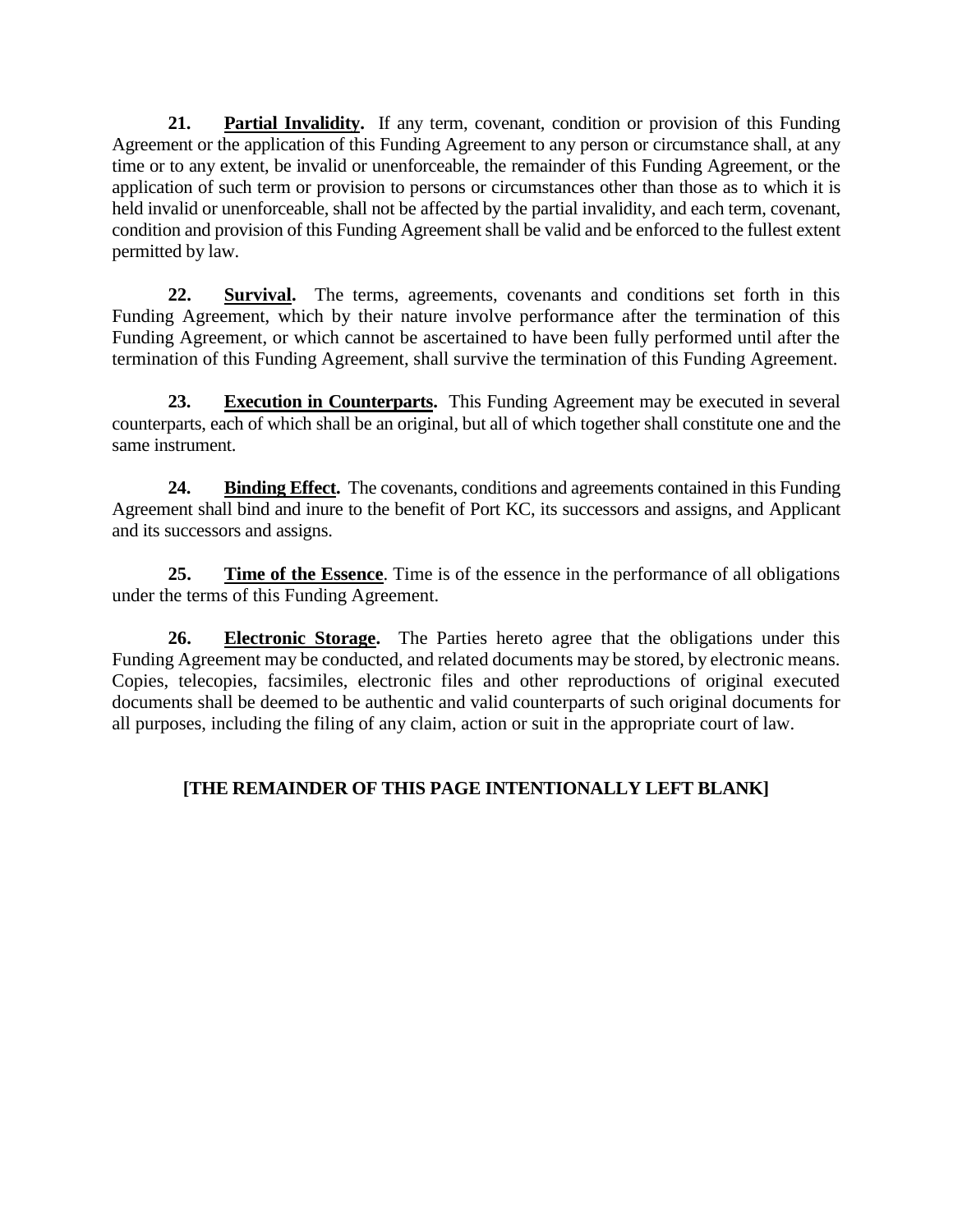**21.** **Partial Invalidity.** If any term, covenant, condition or provision of this Funding Agreement or the application of this Funding Agreement to any person or circumstance shall, at any time or to any extent, be invalid or unenforceable, the remainder of this Funding Agreement, or the application of such term or provision to persons or circumstances other than those as to which it is held invalid or unenforceable, shall not be affected by the partial invalidity, and each term, covenant, condition and provision of this Funding Agreement shall be valid and be enforced to the fullest extent permitted by law.

**22.** **Survival.** The terms, agreements, covenants and conditions set forth in this Funding Agreement, which by their nature involve performance after the termination of this Funding Agreement, or which cannot be ascertained to have been fully performed until after the termination of this Funding Agreement, shall survive the termination of this Funding Agreement.

**23.** **Execution in Counterparts.** This Funding Agreement may be executed in several counterparts, each of which shall be an original, but all of which together shall constitute one and the same instrument.

**24.** **Binding Effect.** The covenants, conditions and agreements contained in this Funding Agreement shall bind and inure to the benefit of Port KC, its successors and assigns, and Applicant and its successors and assigns.

**25.** **Time of the Essence**. Time is of the essence in the performance of all obligations under the terms of this Funding Agreement.

**26.** **Electronic Storage.** The Parties hereto agree that the obligations under this Funding Agreement may be conducted, and related documents may be stored, by electronic means. Copies, telecopies, facsimiles, electronic files and other reproductions of original executed documents shall be deemed to be authentic and valid counterparts of such original documents for all purposes, including the filing of any claim, action or suit in the appropriate court of law.

**[THE REMAINDER OF THIS PAGE INTENTIONALLY LEFT BLANK]**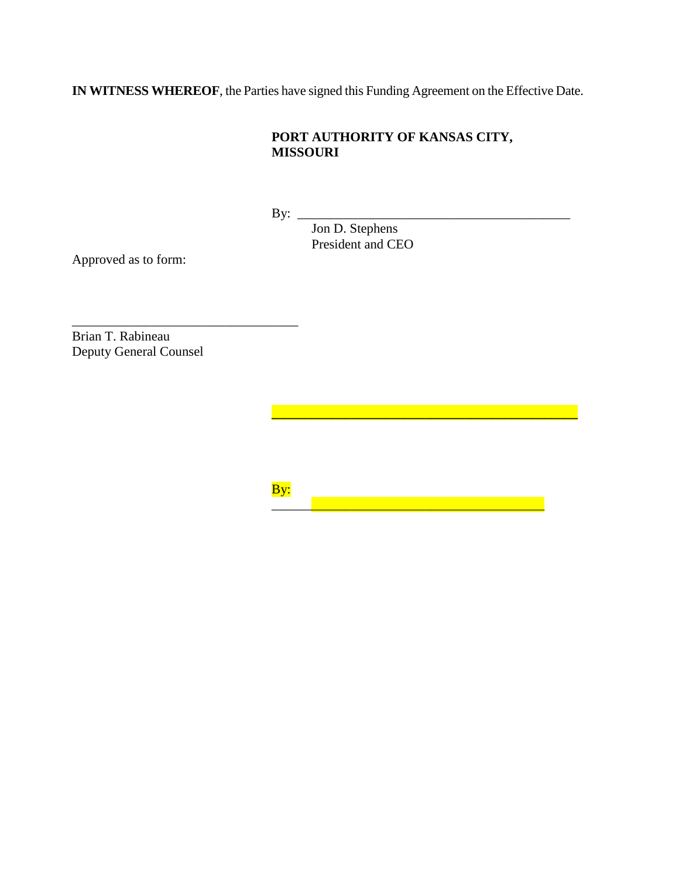**IN WITNESS WHEREOF**, the Parties have signed this Funding Agreement on the Effective Date.

**PORT AUTHORITY OF KANSAS CITY, MISSOURI**

By: ___________________________________________
Jon D. Stephens
President and CEO

Approved as to form:

___________________________________
Brian T. Rabineau
Deputy General Counsel

_______________________________________________

By: ___________________________________________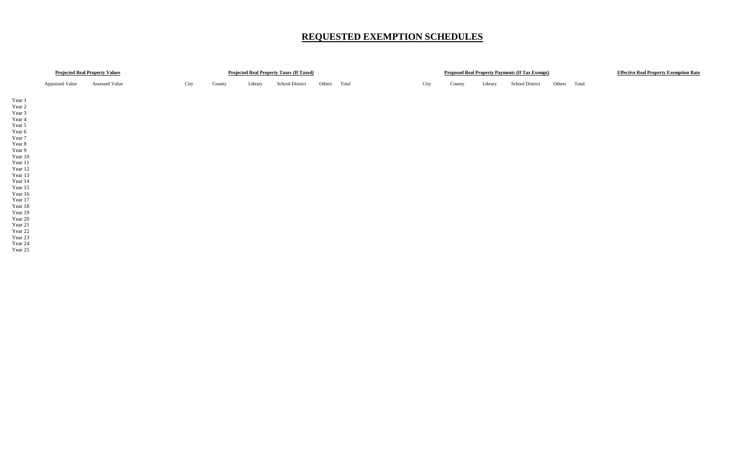# REQUESTED EXEMPTION SCHEDULES

| | Projected Real Property Values | | Projected Real Property Taxes (If Taxed) | | | | | | Proposed Real Property Payments (If Tax Exempt) | | | | | | Effective Real Property Exemption Rate |
|---|---|---|---|---|---|---|---|---|---|---|---|---|---|---|---|
| | Appraised Value | Assessed Value | City | County | Library | School District | Others | Total | City | County | Library | School District | Others | Total | |
| Year 1 | | | | | | | | | | | | | | | |
| Year 2 | | | | | | | | | | | | | | | |
| Year 3 | | | | | | | | | | | | | | | |
| Year 4 | | | | | | | | | | | | | | | |
| Year 5 | | | | | | | | | | | | | | | |
| Year 6 | | | | | | | | | | | | | | | |
| Year 7 | | | | | | | | | | | | | | | |
| Year 8 | | | | | | | | | | | | | | | |
| Year 9 | | | | | | | | | | | | | | | |
| Year 10 | | | | | | | | | | | | | | | |
| Year 11 | | | | | | | | | | | | | | | |
| Year 12 | | | | | | | | | | | | | | | |
| Year 13 | | | | | | | | | | | | | | | |
| Year 14 | | | | | | | | | | | | | | | |
| Year 15 | | | | | | | | | | | | | | | |
| Year 16 | | | | | | | | | | | | | | | |
| Year 17 | | | | | | | | | | | | | | | |
| Year 18 | | | | | | | | | | | | | | | |
| Year 19 | | | | | | | | | | | | | | | |
| Year 20 | | | | | | | | | | | | | | | |
| Year 21 | | | | | | | | | | | | | | | |
| Year 22 | | | | | | | | | | | | | | | |
| Year 23 | | | | | | | | | | | | | | | |
| Year 24 | | | | | | | | | | | | | | | |
| Year 25 | | | | | | | | | | | | | | | |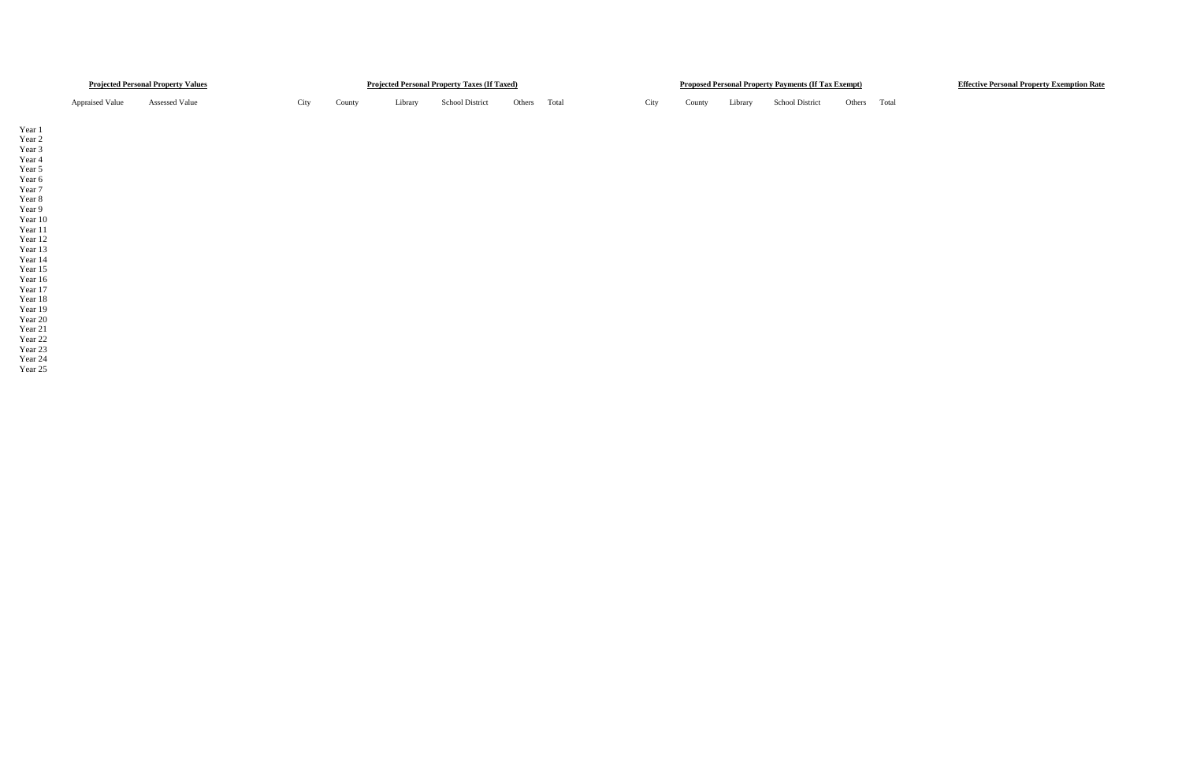| | Projected Personal Property Values | | Projected Personal Property Taxes (If Taxed) | | | | | | Proposed Personal Property Payments (If Tax Exempt) | | | | | | Effective Personal Property Exemption Rate |
|---|---|---|---|---|---|---|---|---|---|---|---|---|---|---|---|
| | Appraised Value | Assessed Value | City | County | Library | School District | Others | Total | City | County | Library | School District | Others | Total | |
| Year 1 | | | | | | | | | | | | | | | |
| Year 2 | | | | | | | | | | | | | | | |
| Year 3 | | | | | | | | | | | | | | | |
| Year 4 | | | | | | | | | | | | | | | |
| Year 5 | | | | | | | | | | | | | | | |
| Year 6 | | | | | | | | | | | | | | | |
| Year 7 | | | | | | | | | | | | | | | |
| Year 8 | | | | | | | | | | | | | | | |
| Year 9 | | | | | | | | | | | | | | | |
| Year 10 | | | | | | | | | | | | | | | |
| Year 11 | | | | | | | | | | | | | | | |
| Year 12 | | | | | | | | | | | | | | | |
| Year 13 | | | | | | | | | | | | | | | |
| Year 14 | | | | | | | | | | | | | | | |
| Year 15 | | | | | | | | | | | | | | | |
| Year 16 | | | | | | | | | | | | | | | |
| Year 17 | | | | | | | | | | | | | | | |
| Year 18 | | | | | | | | | | | | | | | |
| Year 19 | | | | | | | | | | | | | | | |
| Year 20 | | | | | | | | | | | | | | | |
| Year 21 | | | | | | | | | | | | | | | |
| Year 22 | | | | | | | | | | | | | | | |
| Year 23 | | | | | | | | | | | | | | | |
| Year 24 | | | | | | | | | | | | | | | |
| Year 25 | | | | | | | | | | | | | | | |